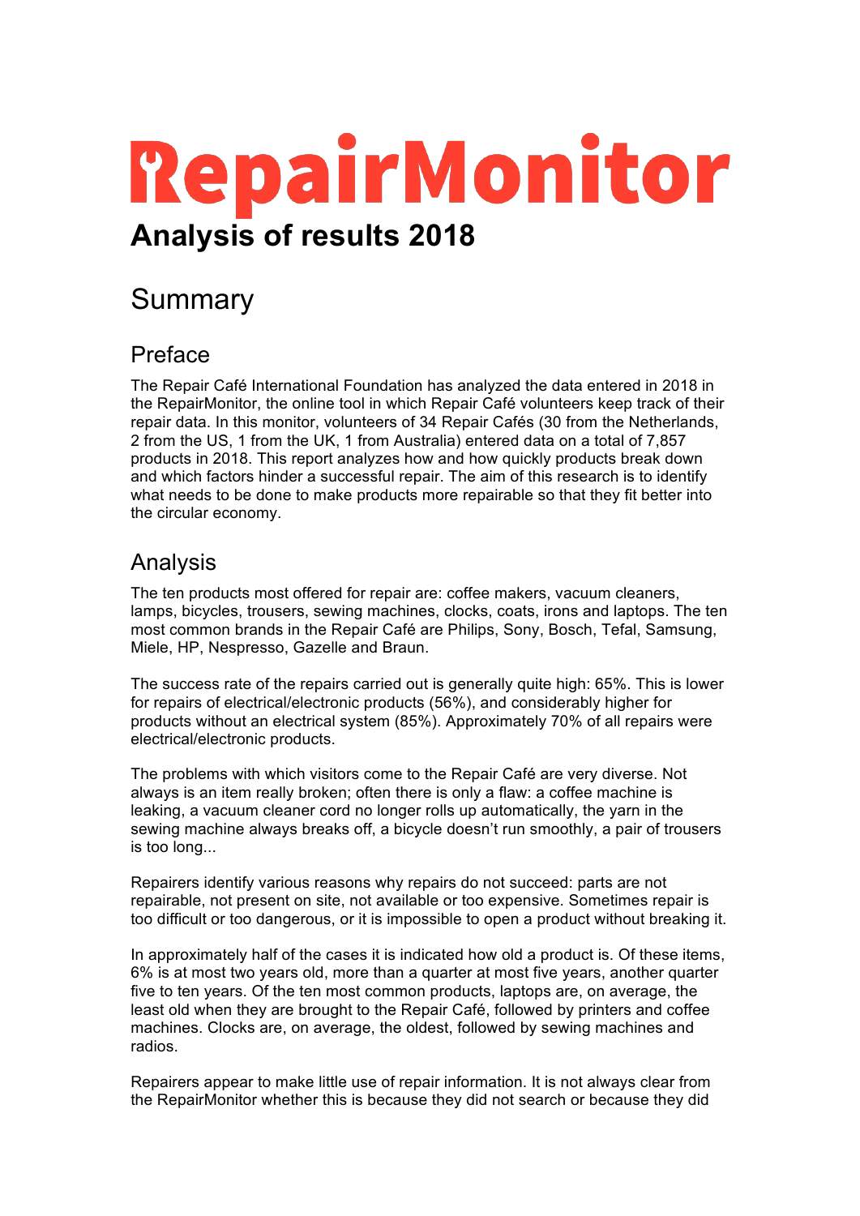# RepairMonitor

## Analysis of results 2018

# Summary

## Preface

The Repair Café International Foundation has analyzed the data entered in 2018 in the RepairMonitor, the online tool in which Repair Café volunteers keep track of their repair data. In this monitor, volunteers of 34 Repair Cafés (30 from the Netherlands, 2 from the US, 1 from the UK, 1 from Australia) entered data on a total of 7,857 products in 2018. This report analyzes how and how quickly products break down and which factors hinder a successful repair. The aim of this research is to identify what needs to be done to make products more repairable so that they fit better into the circular economy.

## Analysis

The ten products most offered for repair are: coffee makers, vacuum cleaners, lamps, bicycles, trousers, sewing machines, clocks, coats, irons and laptops. The ten most common brands in the Repair Café are Philips, Sony, Bosch, Tefal, Samsung, Miele, HP, Nespresso, Gazelle and Braun.

The success rate of the repairs carried out is generally quite high: 65%. This is lower for repairs of electrical/electronic products (56%), and considerably higher for products without an electrical system (85%). Approximately 70% of all repairs were electrical/electronic products.

The problems with which visitors come to the Repair Café are very diverse. Not always is an item really broken; often there is only a flaw: a coffee machine is leaking, a vacuum cleaner cord no longer rolls up automatically, the yarn in the sewing machine always breaks off, a bicycle doesn't run smoothly, a pair of trousers is too long...

Repairers identify various reasons why repairs do not succeed: parts are not repairable, not present on site, not available or too expensive. Sometimes repair is too difficult or too dangerous, or it is impossible to open a product without breaking it.

In approximately half of the cases it is indicated how old a product is. Of these items, 6% is at most two years old, more than a quarter at most five years, another quarter five to ten years. Of the ten most common products, laptops are, on average, the least old when they are brought to the Repair Café, followed by printers and coffee machines. Clocks are, on average, the oldest, followed by sewing machines and radios.

Repairers appear to make little use of repair information. It is not always clear from the RepairMonitor whether this is because they did not search or because they did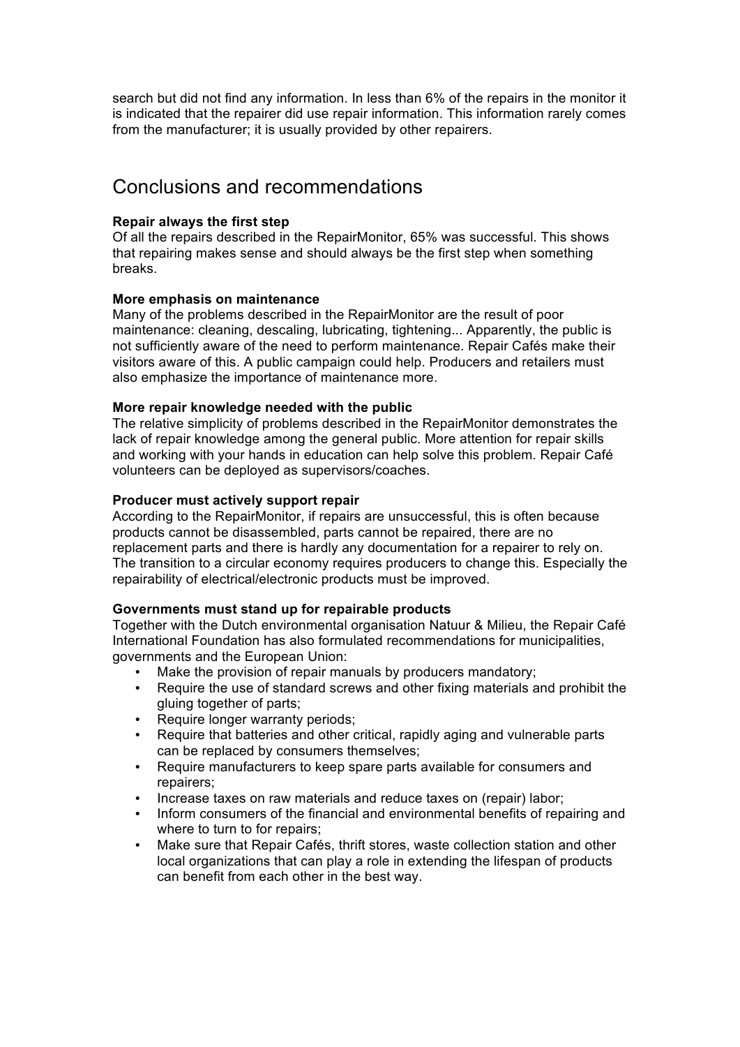search but did not find any information. In less than 6% of the repairs in the monitor it is indicated that the repairer did use repair information. This information rarely comes from the manufacturer; it is usually provided by other repairers.

## Conclusions and recommendations

**Repair always the first step**
Of all the repairs described in the RepairMonitor, 65% was successful. This shows that repairing makes sense and should always be the first step when something breaks.

**More emphasis on maintenance**
Many of the problems described in the RepairMonitor are the result of poor maintenance: cleaning, descaling, lubricating, tightening... Apparently, the public is not sufficiently aware of the need to perform maintenance. Repair Cafés make their visitors aware of this. A public campaign could help. Producers and retailers must also emphasize the importance of maintenance more.

**More repair knowledge needed with the public**
The relative simplicity of problems described in the RepairMonitor demonstrates the lack of repair knowledge among the general public. More attention for repair skills and working with your hands in education can help solve this problem. Repair Café volunteers can be deployed as supervisors/coaches.

**Producer must actively support repair**
According to the RepairMonitor, if repairs are unsuccessful, this is often because products cannot be disassembled, parts cannot be repaired, there are no replacement parts and there is hardly any documentation for a repairer to rely on. The transition to a circular economy requires producers to change this. Especially the repairability of electrical/electronic products must be improved.

**Governments must stand up for repairable products**
Together with the Dutch environmental organisation Natuur & Milieu, the Repair Café International Foundation has also formulated recommendations for municipalities, governments and the European Union:

- Make the provision of repair manuals by producers mandatory;
- Require the use of standard screws and other fixing materials and prohibit the gluing together of parts;
- Require longer warranty periods;
- Require that batteries and other critical, rapidly aging and vulnerable parts can be replaced by consumers themselves;
- Require manufacturers to keep spare parts available for consumers and repairers;
- Increase taxes on raw materials and reduce taxes on (repair) labor;
- Inform consumers of the financial and environmental benefits of repairing and where to turn to for repairs;
- Make sure that Repair Cafés, thrift stores, waste collection station and other local organizations that can play a role in extending the lifespan of products can benefit from each other in the best way.